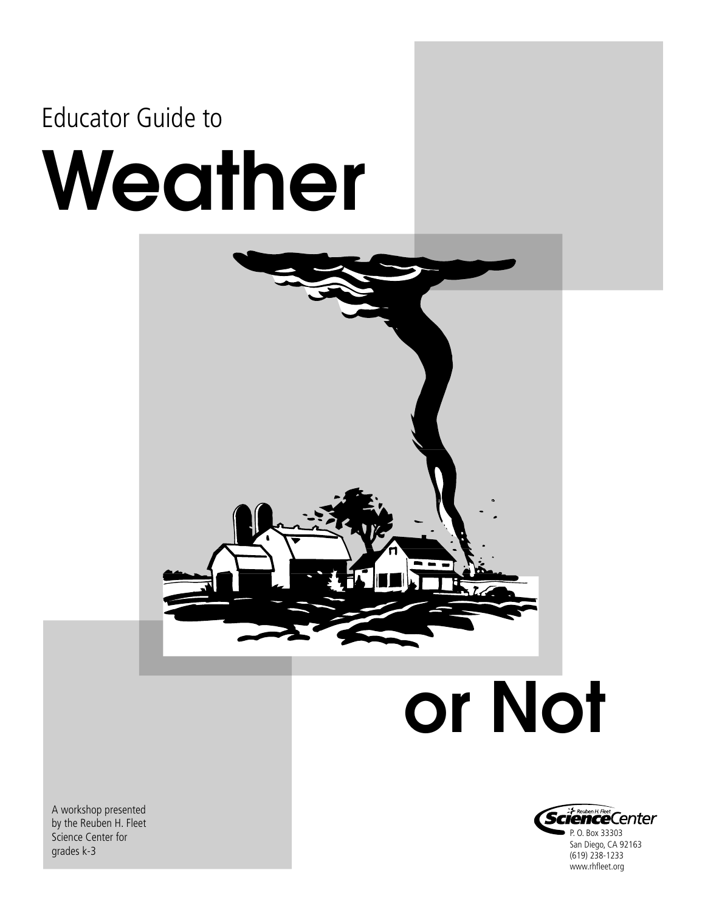Educator Guide to

# Weather or Not

A workshop presented by the Reuben H. Fleet Science Center for grades k-3

Reuben H. Fleet Science Center
P. O. Box 33303
San Diego, CA 92163
(619) 238-1233
www.rhfleet.org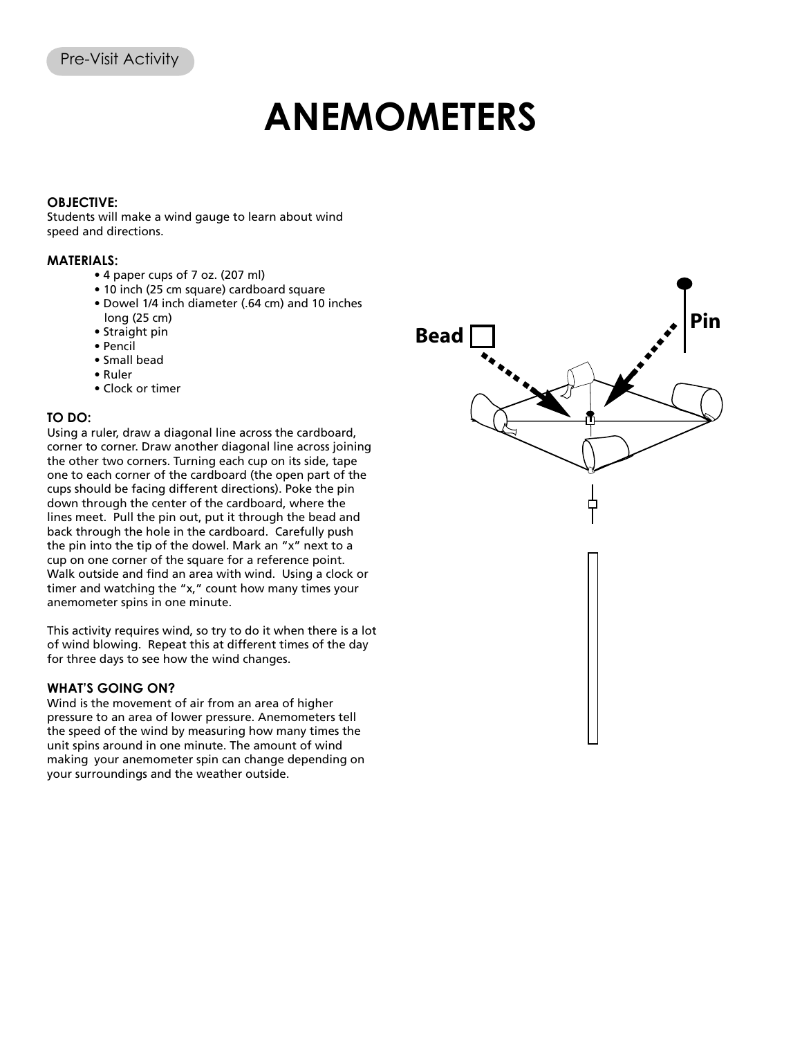Pre-Visit Activity

# ANEMOMETERS

**OBJECTIVE:**
Students will make a wind gauge to learn about wind speed and directions.

**MATERIALS:**

- 4 paper cups of 7 oz. (207 ml)
- 10 inch (25 cm square) cardboard square
- Dowel 1/4 inch diameter (.64 cm) and 10 inches long (25 cm)
- Straight pin
- Pencil
- Small bead
- Ruler
- Clock or timer

**TO DO:**
Using a ruler, draw a diagonal line across the cardboard, corner to corner. Draw another diagonal line across joining the other two corners. Turning each cup on its side, tape one to each corner of the cardboard (the open part of the cups should be facing different directions). Poke the pin down through the center of the cardboard, where the lines meet. Pull the pin out, put it through the bead and back through the hole in the cardboard. Carefully push the pin into the tip of the dowel. Mark an "x" next to a cup on one corner of the square for a reference point. Walk outside and find an area with wind. Using a clock or timer and watching the "x," count how many times your anemometer spins in one minute.

This activity requires wind, so try to do it when there is a lot of wind blowing. Repeat this at different times of the day for three days to see how the wind changes.

**WHAT'S GOING ON?**
Wind is the movement of air from an area of higher pressure to an area of lower pressure. Anemometers tell the speed of the wind by measuring how many times the unit spins around in one minute. The amount of wind making your anemometer spin can change depending on your surroundings and the weather outside.

Bead

Pin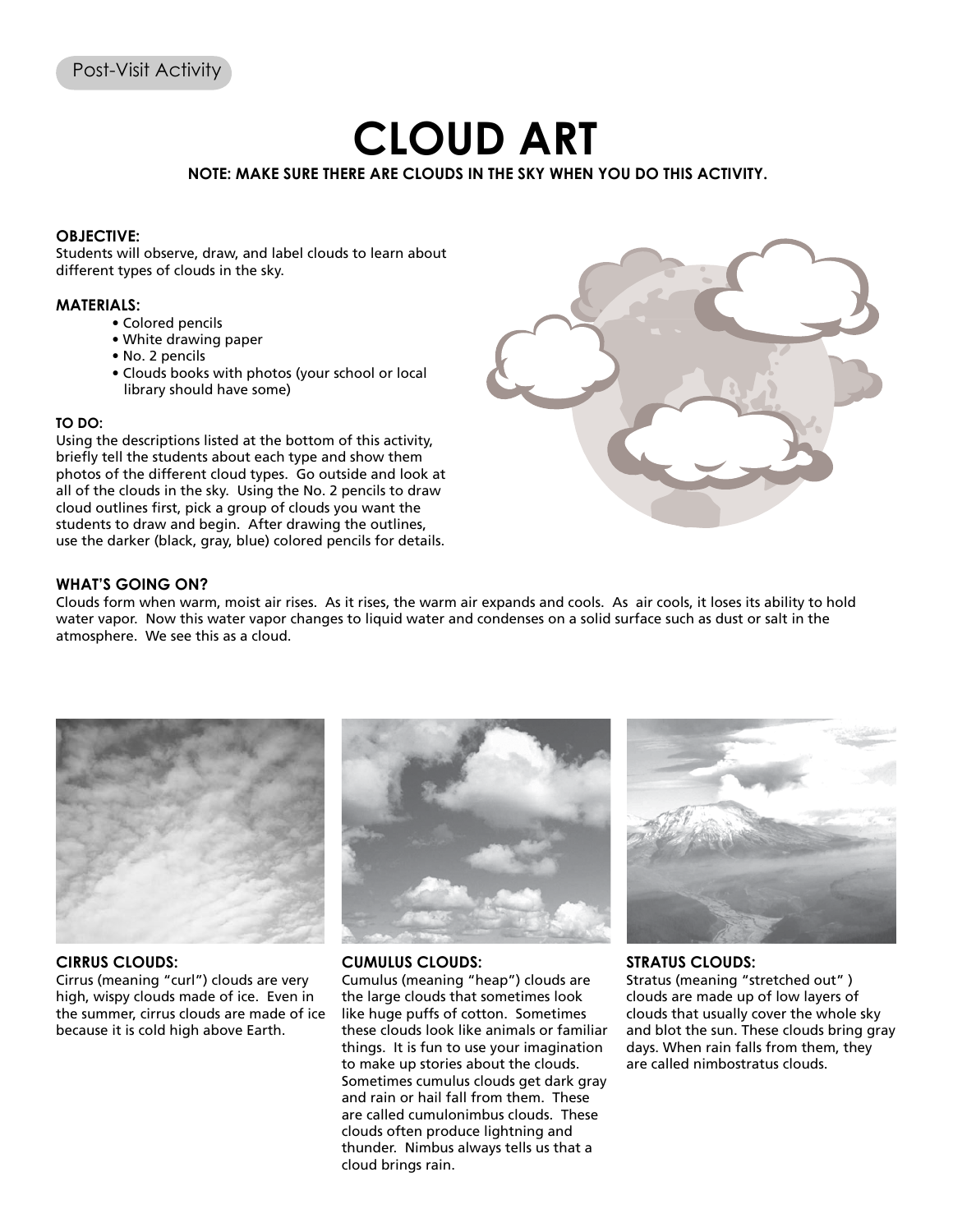Post-Visit Activity

# CLOUD ART

**NOTE: MAKE SURE THERE ARE CLOUDS IN THE SKY WHEN YOU DO THIS ACTIVITY.**

**OBJECTIVE:**
Students will observe, draw, and label clouds to learn about different types of clouds in the sky.

**MATERIALS:**

- Colored pencils
- White drawing paper
- No. 2 pencils
- Clouds books with photos (your school or local library should have some)

**TO DO:**
Using the descriptions listed at the bottom of this activity, briefly tell the students about each type and show them photos of the different cloud types. Go outside and look at all of the clouds in the sky. Using the No. 2 pencils to draw cloud outlines first, pick a group of clouds you want the students to draw and begin. After drawing the outlines, use the darker (black, gray, blue) colored pencils for details.

**WHAT'S GOING ON?**
Clouds form when warm, moist air rises. As it rises, the warm air expands and cools. As air cools, it loses its ability to hold water vapor. Now this water vapor changes to liquid water and condenses on a solid surface such as dust or salt in the atmosphere. We see this as a cloud.

**CIRRUS CLOUDS:**
Cirrus (meaning "curl") clouds are very high, wispy clouds made of ice. Even in the summer, cirrus clouds are made of ice because it is cold high above Earth.

**CUMULUS CLOUDS:**
Cumulus (meaning "heap") clouds are the large clouds that sometimes look like huge puffs of cotton. Sometimes these clouds look like animals or familiar things. It is fun to use your imagination to make up stories about the clouds. Sometimes cumulus clouds get dark gray and rain or hail fall from them. These are called cumulonimbus clouds. These clouds often produce lightning and thunder. Nimbus always tells us that a cloud brings rain.

**STRATUS CLOUDS:**
Stratus (meaning "stretched out" ) clouds are made up of low layers of clouds that usually cover the whole sky and blot the sun. These clouds bring gray days. When rain falls from them, they are called nimbostratus clouds.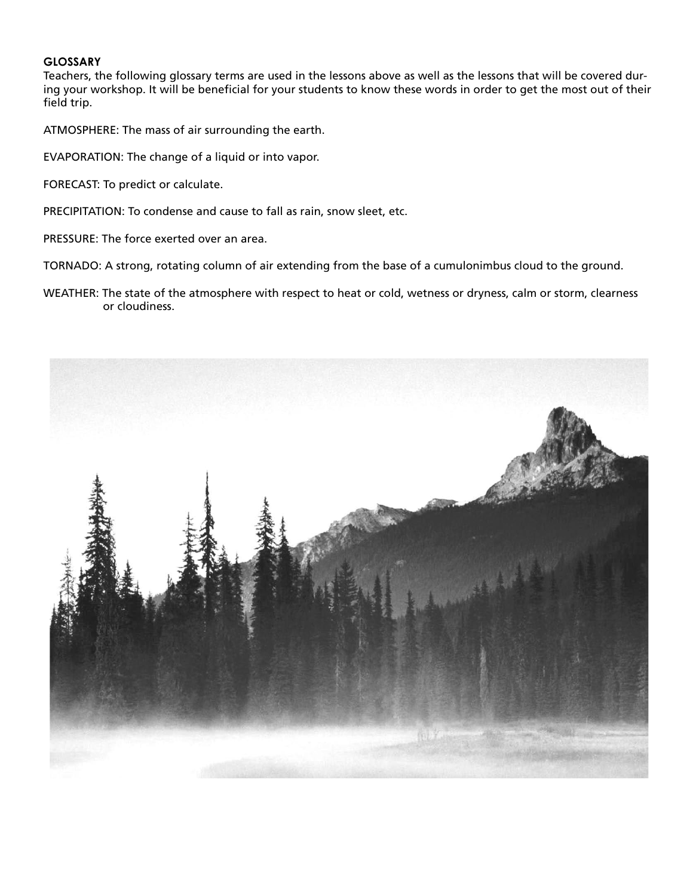**GLOSSARY**

Teachers, the following glossary terms are used in the lessons above as well as the lessons that will be covered during your workshop. It will be beneficial for your students to know these words in order to get the most out of their field trip.

ATMOSPHERE: The mass of air surrounding the earth.

EVAPORATION: The change of a liquid or into vapor.

FORECAST: To predict or calculate.

PRECIPITATION: To condense and cause to fall as rain, snow sleet, etc.

PRESSURE: The force exerted over an area.

TORNADO: A strong, rotating column of air extending from the base of a cumulonimbus cloud to the ground.

WEATHER: The state of the atmosphere with respect to heat or cold, wetness or dryness, calm or storm, clearness or cloudiness.